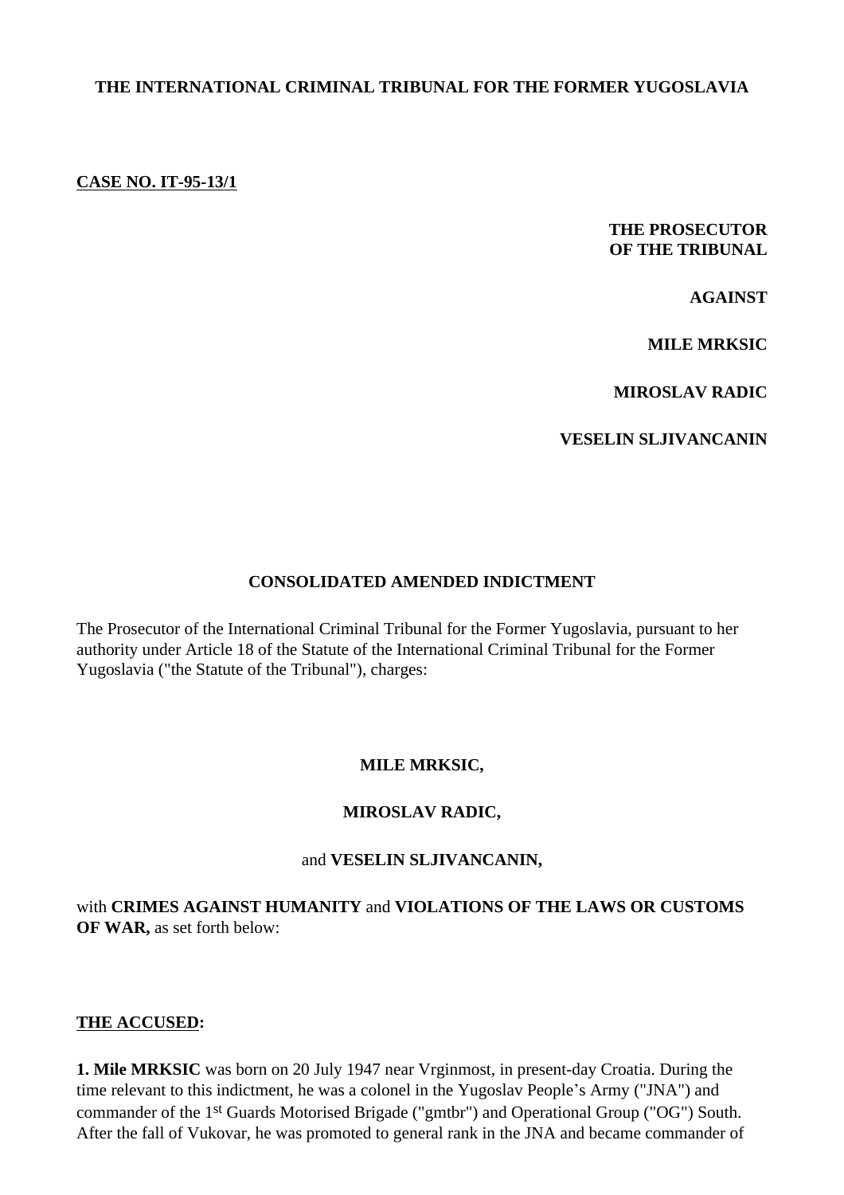**THE INTERNATIONAL CRIMINAL TRIBUNAL FOR THE FORMER YUGOSLAVIA**

**CASE NO. IT-95-13/1**

**THE PROSECUTOR**
**OF THE TRIBUNAL**

**AGAINST**

**MILE MRKSIC**

**MIROSLAV RADIC**

**VESELIN SLJIVANCANIN**

**CONSOLIDATED AMENDED INDICTMENT**

The Prosecutor of the International Criminal Tribunal for the Former Yugoslavia, pursuant to her authority under Article 18 of the Statute of the International Criminal Tribunal for the Former Yugoslavia ("the Statute of the Tribunal"), charges:

**MILE MRKSIC,**

**MIROSLAV RADIC,**

and **VESELIN SLJIVANCANIN,**

with **CRIMES AGAINST HUMANITY** and **VIOLATIONS OF THE LAWS OR CUSTOMS OF WAR,** as set forth below:

**THE ACCUSED:**

**1. Mile MRKSIC** was born on 20 July 1947 near Vrginmost, in present-day Croatia. During the time relevant to this indictment, he was a colonel in the Yugoslav People's Army ("JNA") and commander of the 1st Guards Motorised Brigade ("gmtbr") and Operational Group ("OG") South. After the fall of Vukovar, he was promoted to general rank in the JNA and became commander of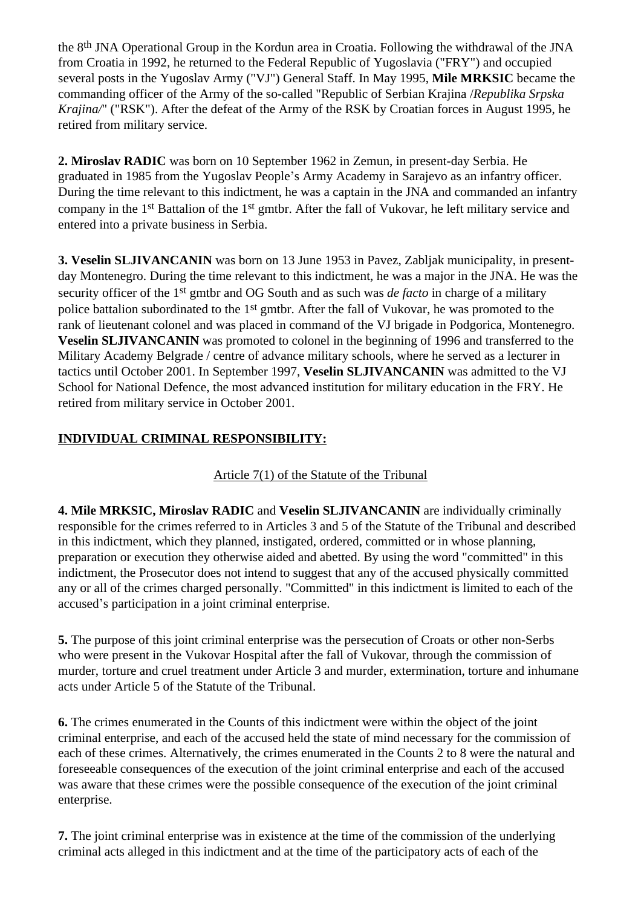the 8th JNA Operational Group in the Kordun area in Croatia. Following the withdrawal of the JNA from Croatia in 1992, he returned to the Federal Republic of Yugoslavia ("FRY") and occupied several posts in the Yugoslav Army ("VJ") General Staff. In May 1995, **Mile MRKSIC** became the commanding officer of the Army of the so-called "Republic of Serbian Krajina /*Republika Srpska Krajina/*" ("RSK"). After the defeat of the Army of the RSK by Croatian forces in August 1995, he retired from military service.

**2. Miroslav RADIC** was born on 10 September 1962 in Zemun, in present-day Serbia. He graduated in 1985 from the Yugoslav People's Army Academy in Sarajevo as an infantry officer. During the time relevant to this indictment, he was a captain in the JNA and commanded an infantry company in the 1st Battalion of the 1st gmtbr. After the fall of Vukovar, he left military service and entered into a private business in Serbia.

**3. Veselin SLJIVANCANIN** was born on 13 June 1953 in Pavez, Zabljak municipality, in present-day Montenegro. During the time relevant to this indictment, he was a major in the JNA. He was the security officer of the 1st gmtbr and OG South and as such was *de facto* in charge of a military police battalion subordinated to the 1st gmtbr. After the fall of Vukovar, he was promoted to the rank of lieutenant colonel and was placed in command of the VJ brigade in Podgorica, Montenegro. **Veselin SLJIVANCANIN** was promoted to colonel in the beginning of 1996 and transferred to the Military Academy Belgrade / centre of advance military schools, where he served as a lecturer in tactics until October 2001. In September 1997, **Veselin SLJIVANCANIN** was admitted to the VJ School for National Defence, the most advanced institution for military education in the FRY. He retired from military service in October 2001.

## INDIVIDUAL CRIMINAL RESPONSIBILITY:

### Article 7(1) of the Statute of the Tribunal

**4. Mile MRKSIC, Miroslav RADIC** and **Veselin SLJIVANCANIN** are individually criminally responsible for the crimes referred to in Articles 3 and 5 of the Statute of the Tribunal and described in this indictment, which they planned, instigated, ordered, committed or in whose planning, preparation or execution they otherwise aided and abetted. By using the word "committed" in this indictment, the Prosecutor does not intend to suggest that any of the accused physically committed any or all of the crimes charged personally. "Committed" in this indictment is limited to each of the accused's participation in a joint criminal enterprise.

**5.** The purpose of this joint criminal enterprise was the persecution of Croats or other non-Serbs who were present in the Vukovar Hospital after the fall of Vukovar, through the commission of murder, torture and cruel treatment under Article 3 and murder, extermination, torture and inhumane acts under Article 5 of the Statute of the Tribunal.

**6.** The crimes enumerated in the Counts of this indictment were within the object of the joint criminal enterprise, and each of the accused held the state of mind necessary for the commission of each of these crimes. Alternatively, the crimes enumerated in the Counts 2 to 8 were the natural and foreseeable consequences of the execution of the joint criminal enterprise and each of the accused was aware that these crimes were the possible consequence of the execution of the joint criminal enterprise.

**7.** The joint criminal enterprise was in existence at the time of the commission of the underlying criminal acts alleged in this indictment and at the time of the participatory acts of each of the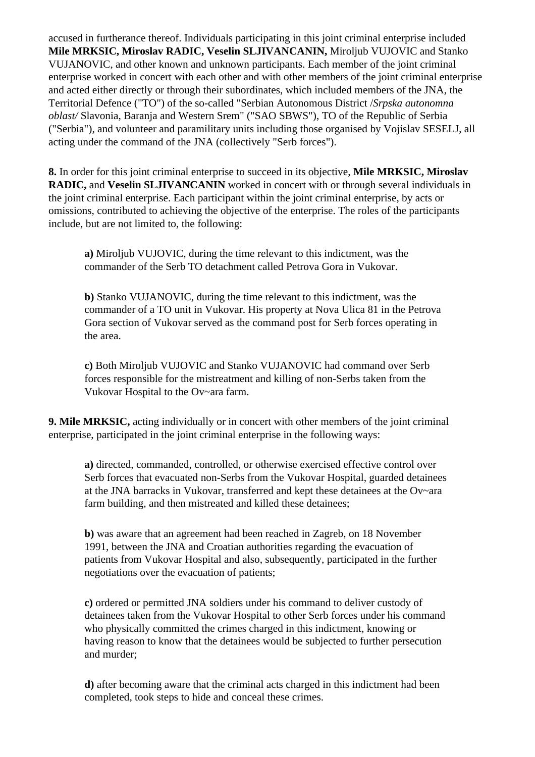accused in furtherance thereof. Individuals participating in this joint criminal enterprise included **Mile MRKSIC, Miroslav RADIC, Veselin SLJIVANCANIN,** Miroljub VUJOVIC and Stanko VUJANOVIC, and other known and unknown participants. Each member of the joint criminal enterprise worked in concert with each other and with other members of the joint criminal enterprise and acted either directly or through their subordinates, which included members of the JNA, the Territorial Defence ("TO") of the so-called "Serbian Autonomous District /*Srpska autonomna oblast/* Slavonia, Baranja and Western Srem" ("SAO SBWS"), TO of the Republic of Serbia ("Serbia"), and volunteer and paramilitary units including those organised by Vojislav SESELJ, all acting under the command of the JNA (collectively "Serb forces").

**8.** In order for this joint criminal enterprise to succeed in its objective, **Mile MRKSIC, Miroslav RADIC,** and **Veselin SLJIVANCANIN** worked in concert with or through several individuals in the joint criminal enterprise. Each participant within the joint criminal enterprise, by acts or omissions, contributed to achieving the objective of the enterprise. The roles of the participants include, but are not limited to, the following:

> **a)** Miroljub VUJOVIC, during the time relevant to this indictment, was the commander of the Serb TO detachment called Petrova Gora in Vukovar.
>
> **b)** Stanko VUJANOVIC, during the time relevant to this indictment, was the commander of a TO unit in Vukovar. His property at Nova Ulica 81 in the Petrova Gora section of Vukovar served as the command post for Serb forces operating in the area.
>
> **c)** Both Miroljub VUJOVIC and Stanko VUJANOVIC had command over Serb forces responsible for the mistreatment and killing of non-Serbs taken from the Vukovar Hospital to the Ov~ara farm.

**9. Mile MRKSIC,** acting individually or in concert with other members of the joint criminal enterprise, participated in the joint criminal enterprise in the following ways:

> **a)** directed, commanded, controlled, or otherwise exercised effective control over Serb forces that evacuated non-Serbs from the Vukovar Hospital, guarded detainees at the JNA barracks in Vukovar, transferred and kept these detainees at the Ov~ara farm building, and then mistreated and killed these detainees;
>
> **b)** was aware that an agreement had been reached in Zagreb, on 18 November 1991, between the JNA and Croatian authorities regarding the evacuation of patients from Vukovar Hospital and also, subsequently, participated in the further negotiations over the evacuation of patients;
>
> **c)** ordered or permitted JNA soldiers under his command to deliver custody of detainees taken from the Vukovar Hospital to other Serb forces under his command who physically committed the crimes charged in this indictment, knowing or having reason to know that the detainees would be subjected to further persecution and murder;
>
> **d)** after becoming aware that the criminal acts charged in this indictment had been completed, took steps to hide and conceal these crimes.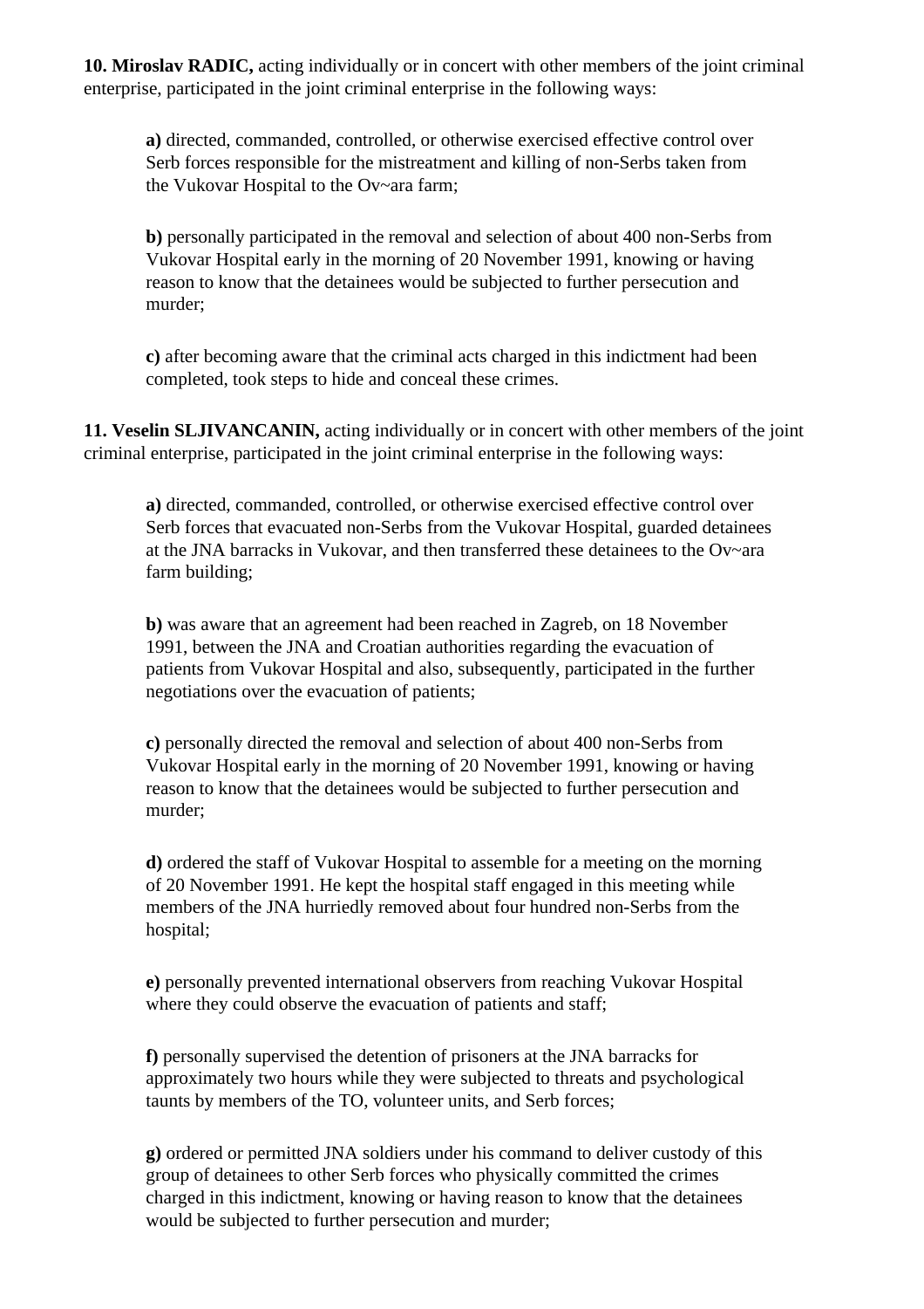**10. Miroslav RADIC,** acting individually or in concert with other members of the joint criminal enterprise, participated in the joint criminal enterprise in the following ways:

> **a)** directed, commanded, controlled, or otherwise exercised effective control over Serb forces responsible for the mistreatment and killing of non-Serbs taken from the Vukovar Hospital to the Ov~ara farm;
>
> **b)** personally participated in the removal and selection of about 400 non-Serbs from Vukovar Hospital early in the morning of 20 November 1991, knowing or having reason to know that the detainees would be subjected to further persecution and murder;
>
> **c)** after becoming aware that the criminal acts charged in this indictment had been completed, took steps to hide and conceal these crimes.

**11. Veselin SLJIVANCANIN,** acting individually or in concert with other members of the joint criminal enterprise, participated in the joint criminal enterprise in the following ways:

> **a)** directed, commanded, controlled, or otherwise exercised effective control over Serb forces that evacuated non-Serbs from the Vukovar Hospital, guarded detainees at the JNA barracks in Vukovar, and then transferred these detainees to the Ov~ara farm building;
>
> **b)** was aware that an agreement had been reached in Zagreb, on 18 November 1991, between the JNA and Croatian authorities regarding the evacuation of patients from Vukovar Hospital and also, subsequently, participated in the further negotiations over the evacuation of patients;
>
> **c)** personally directed the removal and selection of about 400 non-Serbs from Vukovar Hospital early in the morning of 20 November 1991, knowing or having reason to know that the detainees would be subjected to further persecution and murder;
>
> **d)** ordered the staff of Vukovar Hospital to assemble for a meeting on the morning of 20 November 1991. He kept the hospital staff engaged in this meeting while members of the JNA hurriedly removed about four hundred non-Serbs from the hospital;
>
> **e)** personally prevented international observers from reaching Vukovar Hospital where they could observe the evacuation of patients and staff;
>
> **f)** personally supervised the detention of prisoners at the JNA barracks for approximately two hours while they were subjected to threats and psychological taunts by members of the TO, volunteer units, and Serb forces;
>
> **g)** ordered or permitted JNA soldiers under his command to deliver custody of this group of detainees to other Serb forces who physically committed the crimes charged in this indictment, knowing or having reason to know that the detainees would be subjected to further persecution and murder;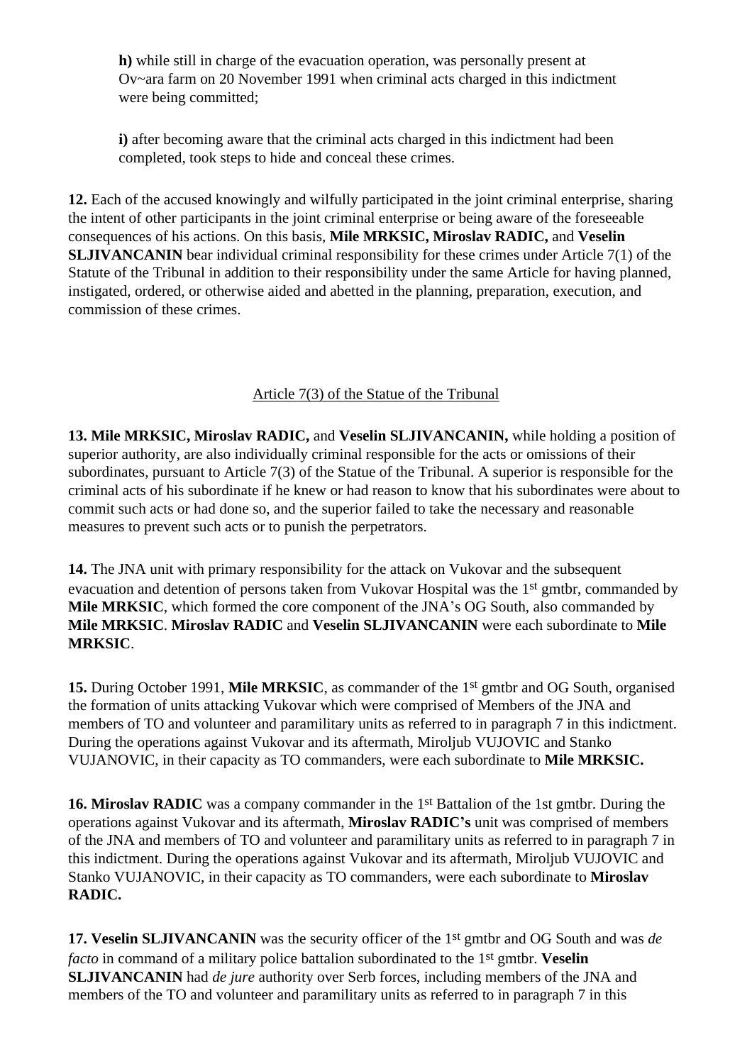**h)** while still in charge of the evacuation operation, was personally present at Ov~ara farm on 20 November 1991 when criminal acts charged in this indictment were being committed;

**i)** after becoming aware that the criminal acts charged in this indictment had been completed, took steps to hide and conceal these crimes.

**12.** Each of the accused knowingly and wilfully participated in the joint criminal enterprise, sharing the intent of other participants in the joint criminal enterprise or being aware of the foreseeable consequences of his actions. On this basis, **Mile MRKSIC, Miroslav RADIC,** and **Veselin SLJIVANCANIN** bear individual criminal responsibility for these crimes under Article 7(1) of the Statute of the Tribunal in addition to their responsibility under the same Article for having planned, instigated, ordered, or otherwise aided and abetted in the planning, preparation, execution, and commission of these crimes.

<u>Article 7(3) of the Statue of the Tribunal</u>

**13. Mile MRKSIC, Miroslav RADIC,** and **Veselin SLJIVANCANIN,** while holding a position of superior authority, are also individually criminal responsible for the acts or omissions of their subordinates, pursuant to Article 7(3) of the Statue of the Tribunal. A superior is responsible for the criminal acts of his subordinate if he knew or had reason to know that his subordinates were about to commit such acts or had done so, and the superior failed to take the necessary and reasonable measures to prevent such acts or to punish the perpetrators.

**14.** The JNA unit with primary responsibility for the attack on Vukovar and the subsequent evacuation and detention of persons taken from Vukovar Hospital was the 1st gmtbr, commanded by **Mile MRKSIC**, which formed the core component of the JNA's OG South, also commanded by **Mile MRKSIC**. **Miroslav RADIC** and **Veselin SLJIVANCANIN** were each subordinate to **Mile MRKSIC**.

**15.** During October 1991, **Mile MRKSIC**, as commander of the 1st gmtbr and OG South, organised the formation of units attacking Vukovar which were comprised of Members of the JNA and members of TO and volunteer and paramilitary units as referred to in paragraph 7 in this indictment. During the operations against Vukovar and its aftermath, Miroljub VUJOVIC and Stanko VUJANOVIC, in their capacity as TO commanders, were each subordinate to **Mile MRKSIC.**

**16. Miroslav RADIC** was a company commander in the 1st Battalion of the 1st gmtbr. During the operations against Vukovar and its aftermath, **Miroslav RADIC's** unit was comprised of members of the JNA and members of TO and volunteer and paramilitary units as referred to in paragraph 7 in this indictment. During the operations against Vukovar and its aftermath, Miroljub VUJOVIC and Stanko VUJANOVIC, in their capacity as TO commanders, were each subordinate to **Miroslav RADIC.**

**17. Veselin SLJIVANCANIN** was the security officer of the 1st gmtbr and OG South and was *de facto* in command of a military police battalion subordinated to the 1st gmtbr. **Veselin SLJIVANCANIN** had *de jure* authority over Serb forces, including members of the JNA and members of the TO and volunteer and paramilitary units as referred to in paragraph 7 in this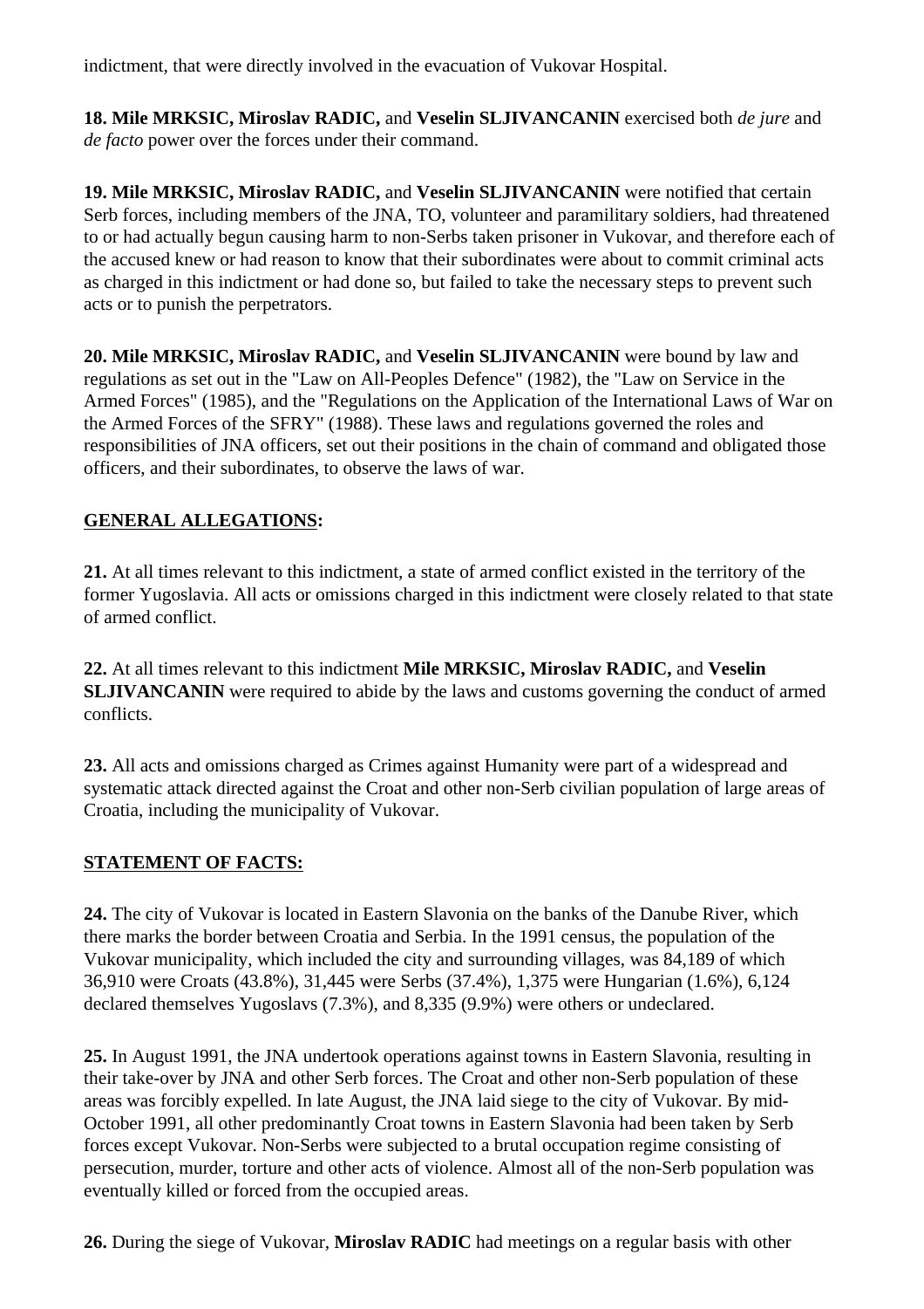indictment, that were directly involved in the evacuation of Vukovar Hospital.

**18. Mile MRKSIC, Miroslav RADIC,** and **Veselin SLJIVANCANIN** exercised both *de jure* and *de facto* power over the forces under their command.

**19. Mile MRKSIC, Miroslav RADIC,** and **Veselin SLJIVANCANIN** were notified that certain Serb forces, including members of the JNA, TO, volunteer and paramilitary soldiers, had threatened to or had actually begun causing harm to non-Serbs taken prisoner in Vukovar, and therefore each of the accused knew or had reason to know that their subordinates were about to commit criminal acts as charged in this indictment or had done so, but failed to take the necessary steps to prevent such acts or to punish the perpetrators.

**20. Mile MRKSIC, Miroslav RADIC,** and **Veselin SLJIVANCANIN** were bound by law and regulations as set out in the "Law on All-Peoples Defence" (1982), the "Law on Service in the Armed Forces" (1985), and the "Regulations on the Application of the International Laws of War on the Armed Forces of the SFRY" (1988). These laws and regulations governed the roles and responsibilities of JNA officers, set out their positions in the chain of command and obligated those officers, and their subordinates, to observe the laws of war.

## GENERAL ALLEGATIONS:

**21.** At all times relevant to this indictment, a state of armed conflict existed in the territory of the former Yugoslavia. All acts or omissions charged in this indictment were closely related to that state of armed conflict.

**22.** At all times relevant to this indictment **Mile MRKSIC, Miroslav RADIC,** and **Veselin SLJIVANCANIN** were required to abide by the laws and customs governing the conduct of armed conflicts.

**23.** All acts and omissions charged as Crimes against Humanity were part of a widespread and systematic attack directed against the Croat and other non-Serb civilian population of large areas of Croatia, including the municipality of Vukovar.

## STATEMENT OF FACTS:

**24.** The city of Vukovar is located in Eastern Slavonia on the banks of the Danube River, which there marks the border between Croatia and Serbia. In the 1991 census, the population of the Vukovar municipality, which included the city and surrounding villages, was 84,189 of which 36,910 were Croats (43.8%), 31,445 were Serbs (37.4%), 1,375 were Hungarian (1.6%), 6,124 declared themselves Yugoslavs (7.3%), and 8,335 (9.9%) were others or undeclared.

**25.** In August 1991, the JNA undertook operations against towns in Eastern Slavonia, resulting in their take-over by JNA and other Serb forces. The Croat and other non-Serb population of these areas was forcibly expelled. In late August, the JNA laid siege to the city of Vukovar. By mid-October 1991, all other predominantly Croat towns in Eastern Slavonia had been taken by Serb forces except Vukovar. Non-Serbs were subjected to a brutal occupation regime consisting of persecution, murder, torture and other acts of violence. Almost all of the non-Serb population was eventually killed or forced from the occupied areas.

**26.** During the siege of Vukovar, **Miroslav RADIC** had meetings on a regular basis with other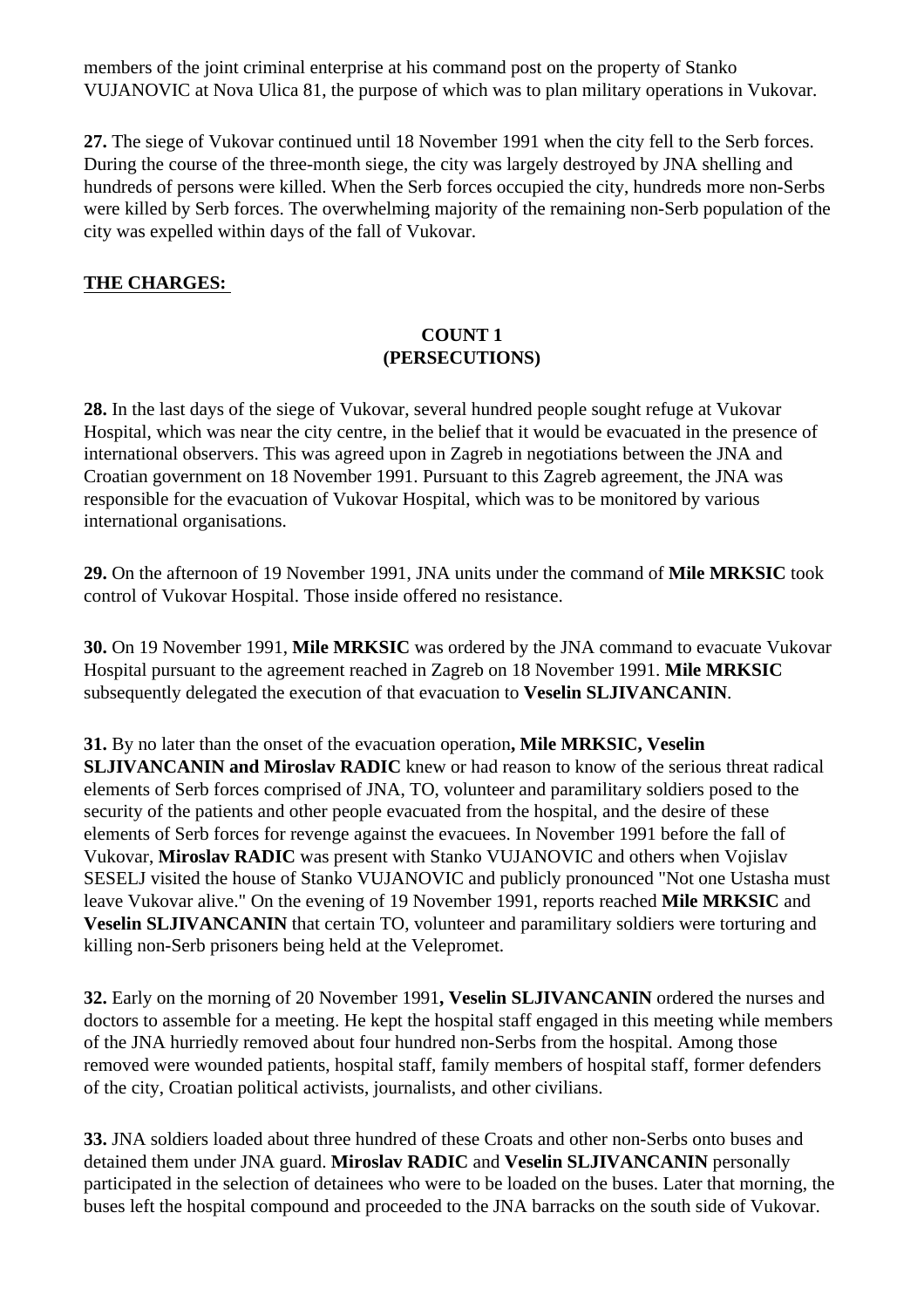members of the joint criminal enterprise at his command post on the property of Stanko VUJANOVIC at Nova Ulica 81, the purpose of which was to plan military operations in Vukovar.

**27.** The siege of Vukovar continued until 18 November 1991 when the city fell to the Serb forces. During the course of the three-month siege, the city was largely destroyed by JNA shelling and hundreds of persons were killed. When the Serb forces occupied the city, hundreds more non-Serbs were killed by Serb forces. The overwhelming majority of the remaining non-Serb population of the city was expelled within days of the fall of Vukovar.

## THE CHARGES:

### COUNT 1
### (PERSECUTIONS)

**28.** In the last days of the siege of Vukovar, several hundred people sought refuge at Vukovar Hospital, which was near the city centre, in the belief that it would be evacuated in the presence of international observers. This was agreed upon in Zagreb in negotiations between the JNA and Croatian government on 18 November 1991. Pursuant to this Zagreb agreement, the JNA was responsible for the evacuation of Vukovar Hospital, which was to be monitored by various international organisations.

**29.** On the afternoon of 19 November 1991, JNA units under the command of **Mile MRKSIC** took control of Vukovar Hospital. Those inside offered no resistance.

**30.** On 19 November 1991, **Mile MRKSIC** was ordered by the JNA command to evacuate Vukovar Hospital pursuant to the agreement reached in Zagreb on 18 November 1991. **Mile MRKSIC** subsequently delegated the execution of that evacuation to **Veselin SLJIVANCANIN**.

**31.** By no later than the onset of the evacuation operation**, Mile MRKSIC, Veselin SLJIVANCANIN and Miroslav RADIC** knew or had reason to know of the serious threat radical elements of Serb forces comprised of JNA, TO, volunteer and paramilitary soldiers posed to the security of the patients and other people evacuated from the hospital, and the desire of these elements of Serb forces for revenge against the evacuees. In November 1991 before the fall of Vukovar, **Miroslav RADIC** was present with Stanko VUJANOVIC and others when Vojislav SESELJ visited the house of Stanko VUJANOVIC and publicly pronounced "Not one Ustasha must leave Vukovar alive." On the evening of 19 November 1991, reports reached **Mile MRKSIC** and **Veselin SLJIVANCANIN** that certain TO, volunteer and paramilitary soldiers were torturing and killing non-Serb prisoners being held at the Velepromet.

**32.** Early on the morning of 20 November 1991**, Veselin SLJIVANCANIN** ordered the nurses and doctors to assemble for a meeting. He kept the hospital staff engaged in this meeting while members of the JNA hurriedly removed about four hundred non-Serbs from the hospital. Among those removed were wounded patients, hospital staff, family members of hospital staff, former defenders of the city, Croatian political activists, journalists, and other civilians.

**33.** JNA soldiers loaded about three hundred of these Croats and other non-Serbs onto buses and detained them under JNA guard. **Miroslav RADIC** and **Veselin SLJIVANCANIN** personally participated in the selection of detainees who were to be loaded on the buses. Later that morning, the buses left the hospital compound and proceeded to the JNA barracks on the south side of Vukovar.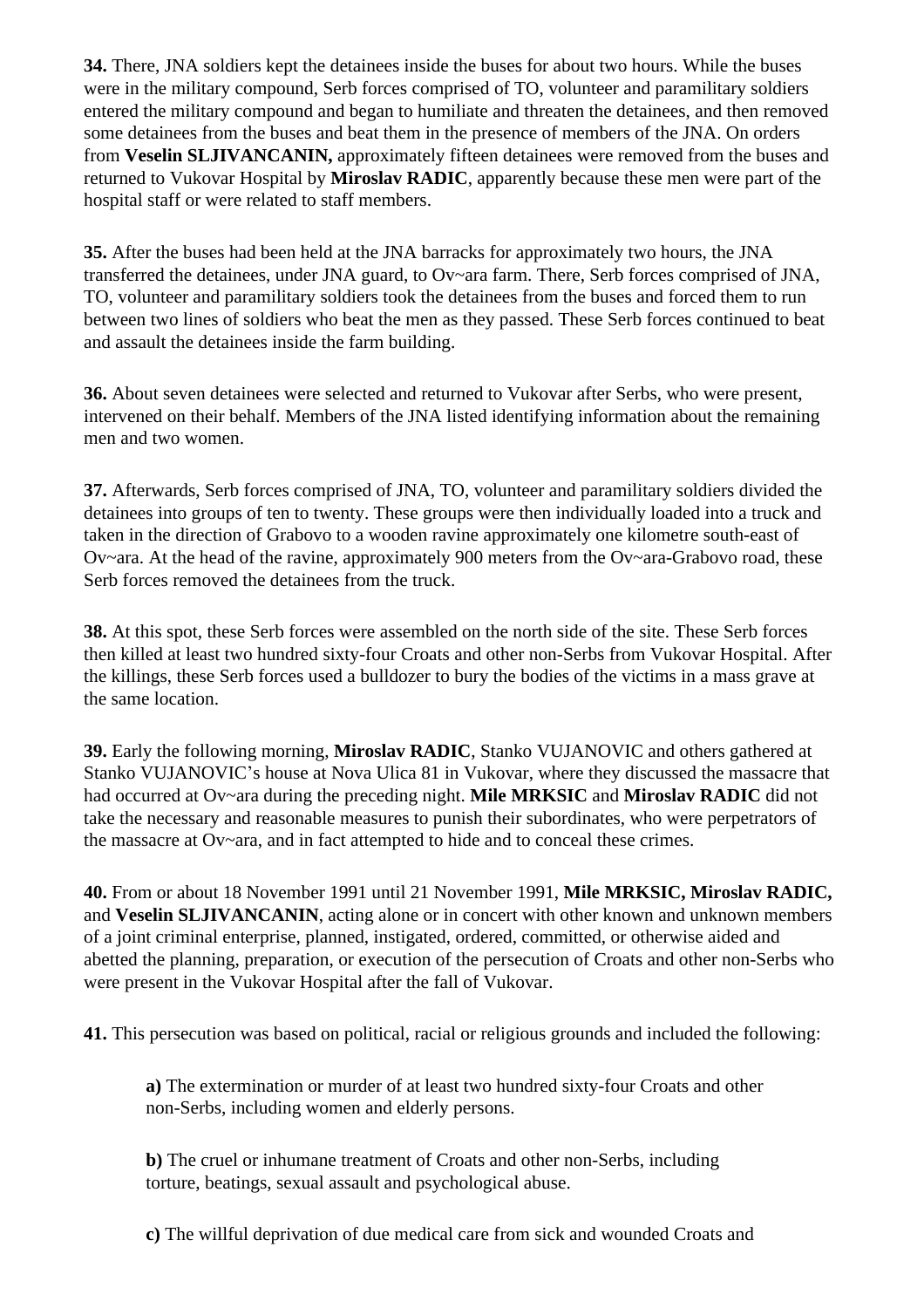**34.** There, JNA soldiers kept the detainees inside the buses for about two hours. While the buses were in the military compound, Serb forces comprised of TO, volunteer and paramilitary soldiers entered the military compound and began to humiliate and threaten the detainees, and then removed some detainees from the buses and beat them in the presence of members of the JNA. On orders from **Veselin SLJIVANCANIN,** approximately fifteen detainees were removed from the buses and returned to Vukovar Hospital by **Miroslav RADIC**, apparently because these men were part of the hospital staff or were related to staff members.

**35.** After the buses had been held at the JNA barracks for approximately two hours, the JNA transferred the detainees, under JNA guard, to Ov~ara farm. There, Serb forces comprised of JNA, TO, volunteer and paramilitary soldiers took the detainees from the buses and forced them to run between two lines of soldiers who beat the men as they passed. These Serb forces continued to beat and assault the detainees inside the farm building.

**36.** About seven detainees were selected and returned to Vukovar after Serbs, who were present, intervened on their behalf. Members of the JNA listed identifying information about the remaining men and two women.

**37.** Afterwards, Serb forces comprised of JNA, TO, volunteer and paramilitary soldiers divided the detainees into groups of ten to twenty. These groups were then individually loaded into a truck and taken in the direction of Grabovo to a wooden ravine approximately one kilometre south-east of Ov~ara. At the head of the ravine, approximately 900 meters from the Ov~ara-Grabovo road, these Serb forces removed the detainees from the truck.

**38.** At this spot, these Serb forces were assembled on the north side of the site. These Serb forces then killed at least two hundred sixty-four Croats and other non-Serbs from Vukovar Hospital. After the killings, these Serb forces used a bulldozer to bury the bodies of the victims in a mass grave at the same location.

**39.** Early the following morning, **Miroslav RADIC**, Stanko VUJANOVIC and others gathered at Stanko VUJANOVIC's house at Nova Ulica 81 in Vukovar, where they discussed the massacre that had occurred at Ov~ara during the preceding night. **Mile MRKSIC** and **Miroslav RADIC** did not take the necessary and reasonable measures to punish their subordinates, who were perpetrators of the massacre at Ov~ara, and in fact attempted to hide and to conceal these crimes.

**40.** From or about 18 November 1991 until 21 November 1991, **Mile MRKSIC, Miroslav RADIC,** and **Veselin SLJIVANCANIN**, acting alone or in concert with other known and unknown members of a joint criminal enterprise, planned, instigated, ordered, committed, or otherwise aided and abetted the planning, preparation, or execution of the persecution of Croats and other non-Serbs who were present in the Vukovar Hospital after the fall of Vukovar.

**41.** This persecution was based on political, racial or religious grounds and included the following:

**a)** The extermination or murder of at least two hundred sixty-four Croats and other non-Serbs, including women and elderly persons.

**b)** The cruel or inhumane treatment of Croats and other non-Serbs, including torture, beatings, sexual assault and psychological abuse.

**c)** The willful deprivation of due medical care from sick and wounded Croats and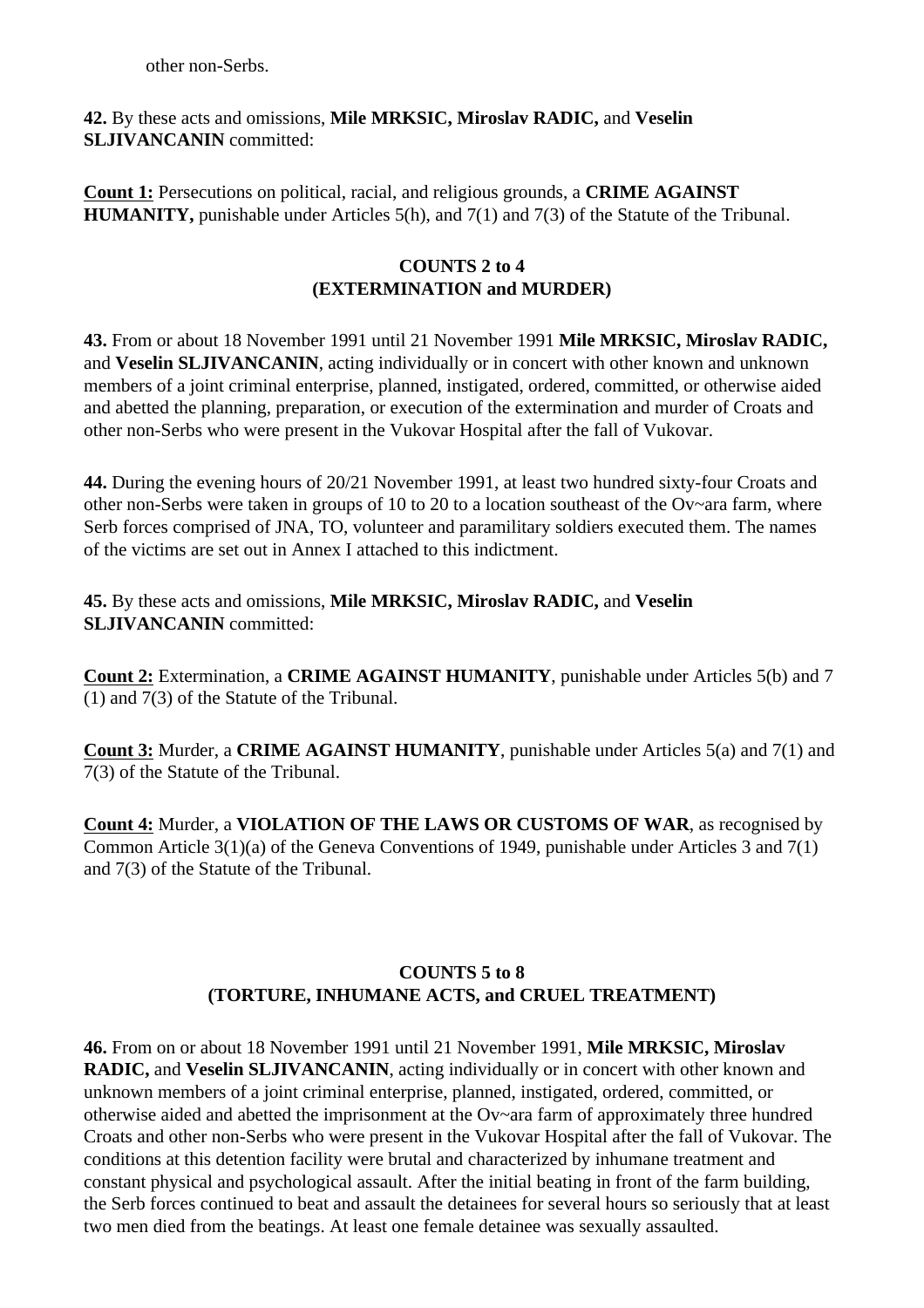other non-Serbs.

**42.** By these acts and omissions, **Mile MRKSIC, Miroslav RADIC,** and **Veselin SLJIVANCANIN** committed:

**Count 1:** Persecutions on political, racial, and religious grounds, a **CRIME AGAINST HUMANITY,** punishable under Articles 5(h), and 7(1) and 7(3) of the Statute of the Tribunal.

### COUNTS 2 to 4
### (EXTERMINATION and MURDER)

**43.** From or about 18 November 1991 until 21 November 1991 **Mile MRKSIC, Miroslav RADIC,** and **Veselin SLJIVANCANIN**, acting individually or in concert with other known and unknown members of a joint criminal enterprise, planned, instigated, ordered, committed, or otherwise aided and abetted the planning, preparation, or execution of the extermination and murder of Croats and other non-Serbs who were present in the Vukovar Hospital after the fall of Vukovar.

**44.** During the evening hours of 20/21 November 1991, at least two hundred sixty-four Croats and other non-Serbs were taken in groups of 10 to 20 to a location southeast of the Ov~ara farm, where Serb forces comprised of JNA, TO, volunteer and paramilitary soldiers executed them. The names of the victims are set out in Annex I attached to this indictment.

**45.** By these acts and omissions, **Mile MRKSIC, Miroslav RADIC,** and **Veselin SLJIVANCANIN** committed:

**Count 2:** Extermination, a **CRIME AGAINST HUMANITY**, punishable under Articles 5(b) and 7 (1) and 7(3) of the Statute of the Tribunal.

**Count 3:** Murder, a **CRIME AGAINST HUMANITY**, punishable under Articles 5(a) and 7(1) and 7(3) of the Statute of the Tribunal.

**Count 4:** Murder, a **VIOLATION OF THE LAWS OR CUSTOMS OF WAR**, as recognised by Common Article 3(1)(a) of the Geneva Conventions of 1949, punishable under Articles 3 and 7(1) and 7(3) of the Statute of the Tribunal.

### COUNTS 5 to 8
### (TORTURE, INHUMANE ACTS, and CRUEL TREATMENT)

**46.** From on or about 18 November 1991 until 21 November 1991, **Mile MRKSIC, Miroslav RADIC,** and **Veselin SLJIVANCANIN**, acting individually or in concert with other known and unknown members of a joint criminal enterprise, planned, instigated, ordered, committed, or otherwise aided and abetted the imprisonment at the Ov~ara farm of approximately three hundred Croats and other non-Serbs who were present in the Vukovar Hospital after the fall of Vukovar. The conditions at this detention facility were brutal and characterized by inhumane treatment and constant physical and psychological assault. After the initial beating in front of the farm building, the Serb forces continued to beat and assault the detainees for several hours so seriously that at least two men died from the beatings. At least one female detainee was sexually assaulted.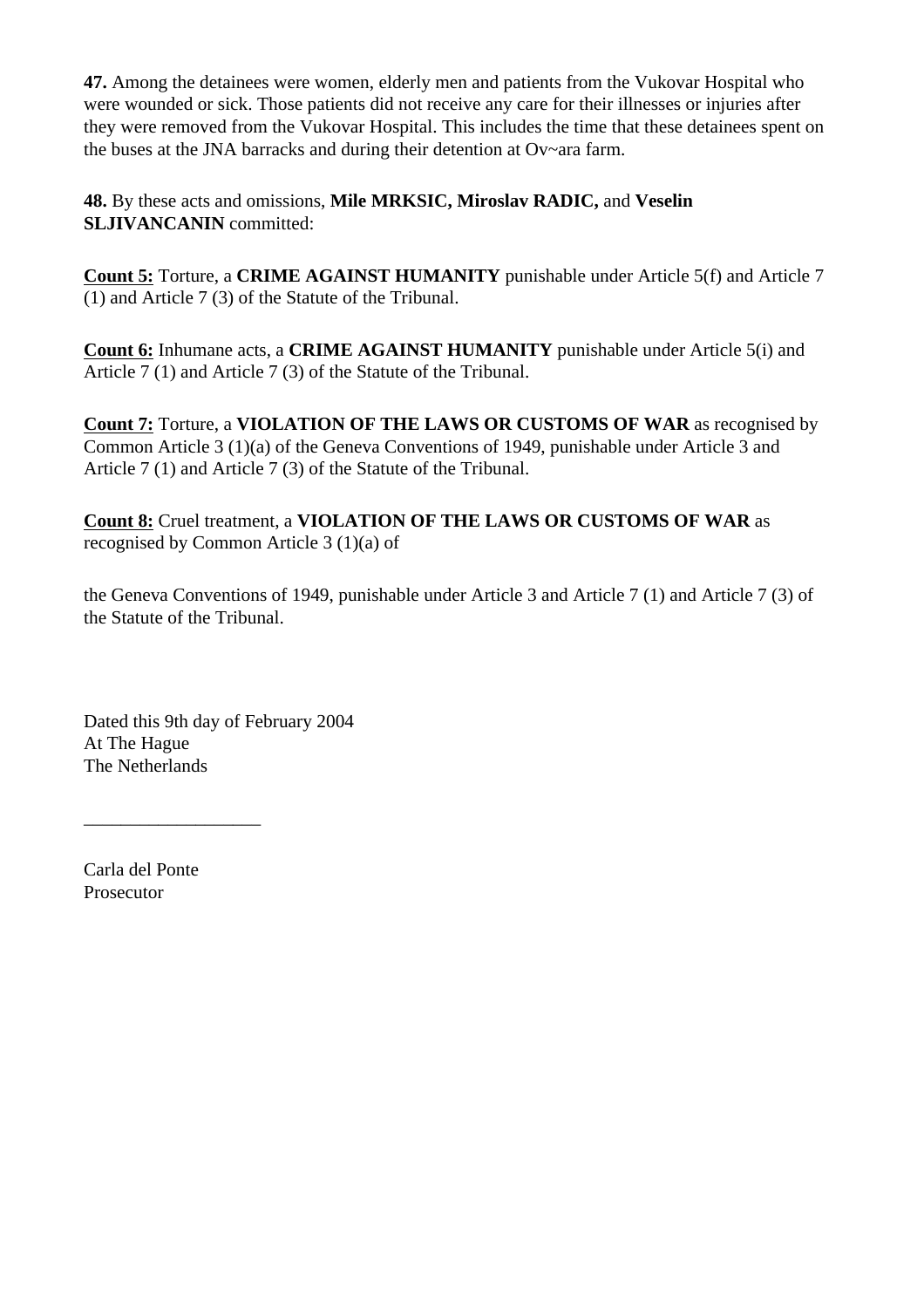**47.** Among the detainees were women, elderly men and patients from the Vukovar Hospital who were wounded or sick. Those patients did not receive any care for their illnesses or injuries after they were removed from the Vukovar Hospital. This includes the time that these detainees spent on the buses at the JNA barracks and during their detention at Ov~ara farm.

**48.** By these acts and omissions, **Mile MRKSIC, Miroslav RADIC,** and **Veselin SLJIVANCANIN** committed:

**Count 5:** Torture, a **CRIME AGAINST HUMANITY** punishable under Article 5(f) and Article 7 (1) and Article 7 (3) of the Statute of the Tribunal.

**Count 6:** Inhumane acts, a **CRIME AGAINST HUMANITY** punishable under Article 5(i) and Article 7 (1) and Article 7 (3) of the Statute of the Tribunal.

**Count 7:** Torture, a **VIOLATION OF THE LAWS OR CUSTOMS OF WAR** as recognised by Common Article 3 (1)(a) of the Geneva Conventions of 1949, punishable under Article 3 and Article 7 (1) and Article 7 (3) of the Statute of the Tribunal.

**Count 8:** Cruel treatment, a **VIOLATION OF THE LAWS OR CUSTOMS OF WAR** as recognised by Common Article 3 (1)(a) of

the Geneva Conventions of 1949, punishable under Article 3 and Article 7 (1) and Article 7 (3) of the Statute of the Tribunal.

Dated this 9th day of February 2004
At The Hague
The Netherlands

\_\_\_\_\_\_\_\_\_\_\_\_\_\_\_\_\_\_

Carla del Ponte
Prosecutor